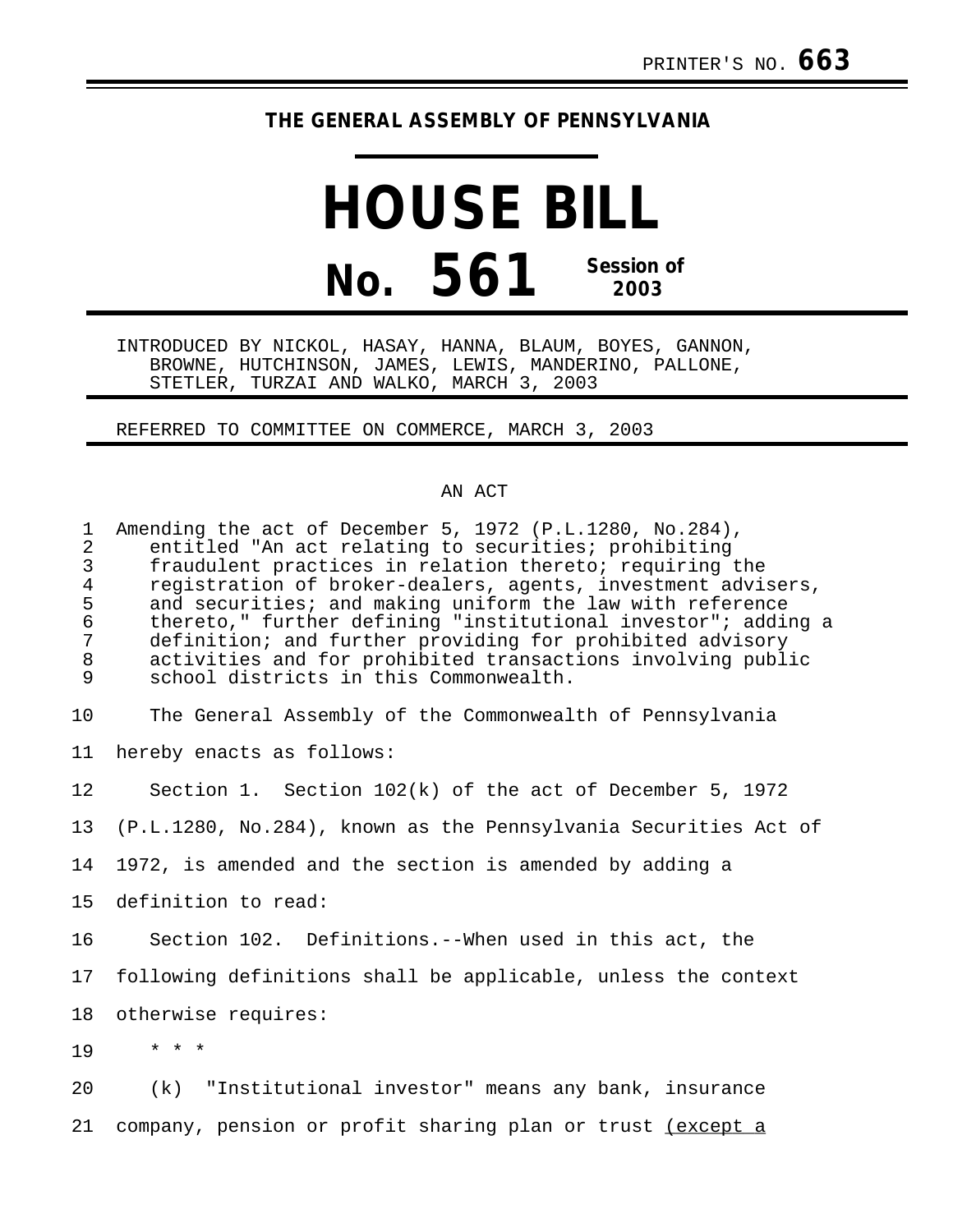PRINTER'S NO. **663**

**THE GENERAL ASSEMBLY OF PENNSYLVANIA**

# HOUSE BILL

# No. 561

**Session of 2003**

INTRODUCED BY NICKOL, HASAY, HANNA, BLAUM, BOYES, GANNON, BROWNE, HUTCHINSON, JAMES, LEWIS, MANDERINO, PALLONE, STETLER, TURZAI AND WALKO, MARCH 3, 2003

REFERRED TO COMMITTEE ON COMMERCE, MARCH 3, 2003

AN ACT

Amending the act of December 5, 1972 (P.L.1280, No.284), entitled "An act relating to securities; prohibiting fraudulent practices in relation thereto; requiring the registration of broker-dealers, agents, investment advisers, and securities; and making uniform the law with reference thereto," further defining "institutional investor"; adding a definition; and further providing for prohibited advisory activities and for prohibited transactions involving public school districts in this Commonwealth.

The General Assembly of the Commonwealth of Pennsylvania hereby enacts as follows:

Section 1. Section 102(k) of the act of December 5, 1972 (P.L.1280, No.284), known as the Pennsylvania Securities Act of 1972, is amended and the section is amended by adding a definition to read:

Section 102. Definitions.--When used in this act, the following definitions shall be applicable, unless the context otherwise requires:

\* \* \*

(k) "Institutional investor" means any bank, insurance company, pension or profit sharing plan or trust <u>(except a</u>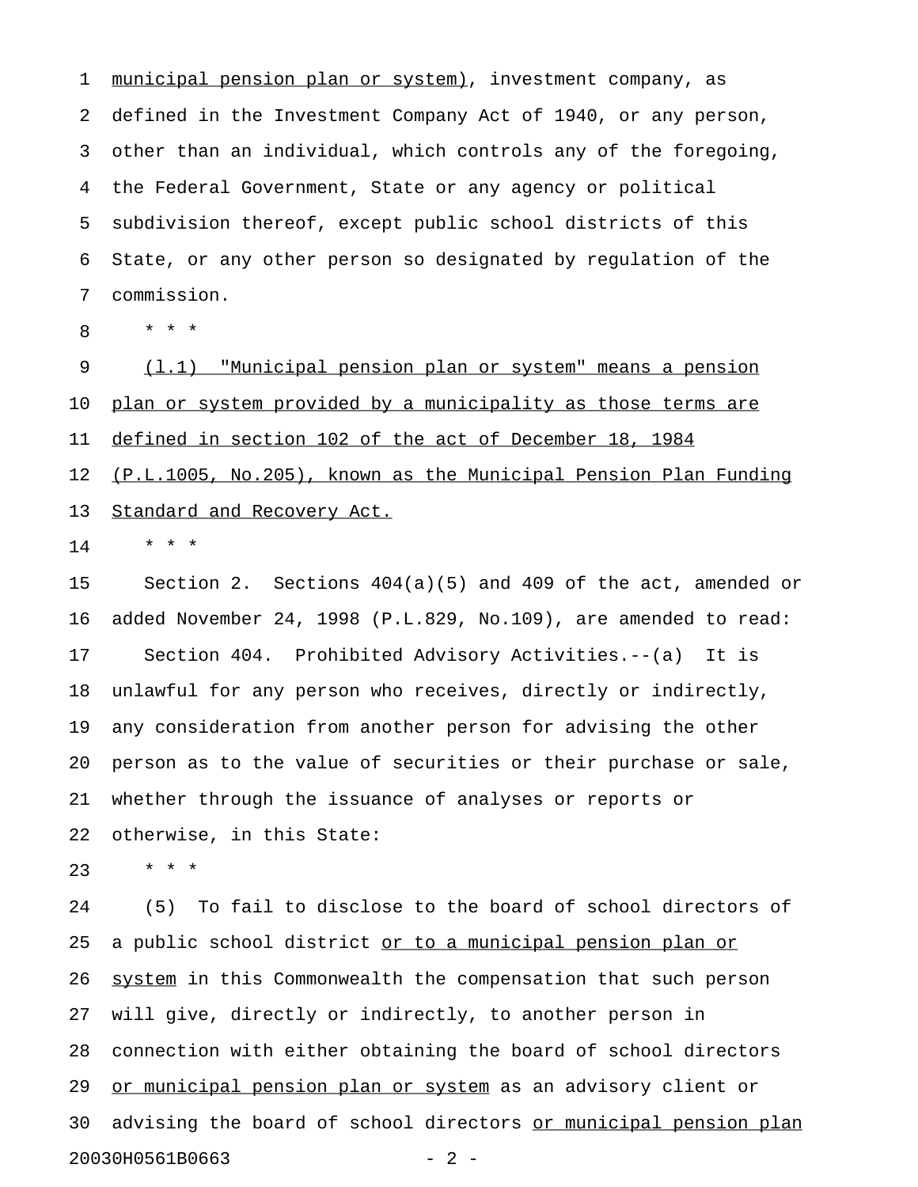municipal pension plan or system), investment company, as defined in the Investment Company Act of 1940, or any person, other than an individual, which controls any of the foregoing, the Federal Government, State or any agency or political subdivision thereof, except public school districts of this State, or any other person so designated by regulation of the commission.

* * *

(l.1) "Municipal pension plan or system" means a pension plan or system provided by a municipality as those terms are defined in section 102 of the act of December 18, 1984 (P.L.1005, No.205), known as the Municipal Pension Plan Funding Standard and Recovery Act.

* * *

Section 2. Sections 404(a)(5) and 409 of the act, amended or added November 24, 1998 (P.L.829, No.109), are amended to read:

Section 404. Prohibited Advisory Activities.--(a) It is unlawful for any person who receives, directly or indirectly, any consideration from another person for advising the other person as to the value of securities or their purchase or sale, whether through the issuance of analyses or reports or otherwise, in this State:

* * *

(5) To fail to disclose to the board of school directors of a public school district or to a municipal pension plan or system in this Commonwealth the compensation that such person will give, directly or indirectly, to another person in connection with either obtaining the board of school directors or municipal pension plan or system as an advisory client or advising the board of school directors or municipal pension plan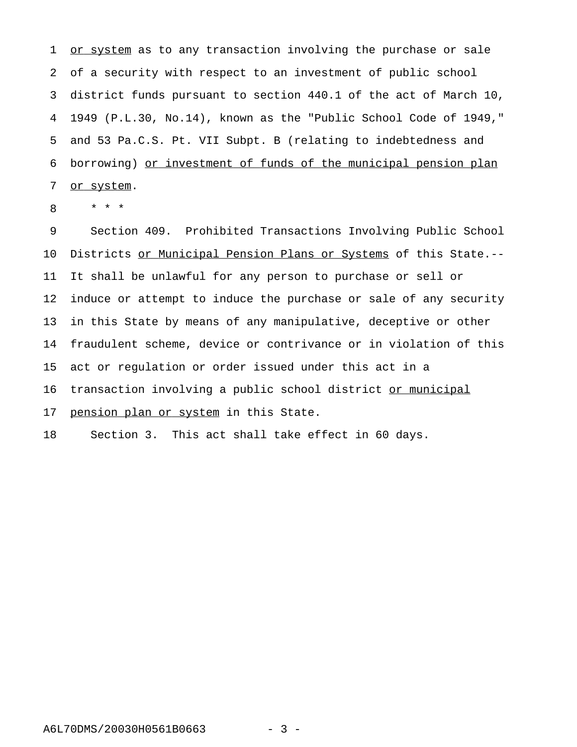or system as to any transaction involving the purchase or sale of a security with respect to an investment of public school district funds pursuant to section 440.1 of the act of March 10, 1949 (P.L.30, No.14), known as the "Public School Code of 1949," and 53 Pa.C.S. Pt. VII Subpt. B (relating to indebtedness and borrowing) or investment of funds of the municipal pension plan or system.

\* \* \*

Section 409. Prohibited Transactions Involving Public School Districts or Municipal Pension Plans or Systems of this State.--It shall be unlawful for any person to purchase or sell or induce or attempt to induce the purchase or sale of any security in this State by means of any manipulative, deceptive or other fraudulent scheme, device or contrivance or in violation of this act or regulation or order issued under this act in a transaction involving a public school district or municipal pension plan or system in this State.

Section 3. This act shall take effect in 60 days.